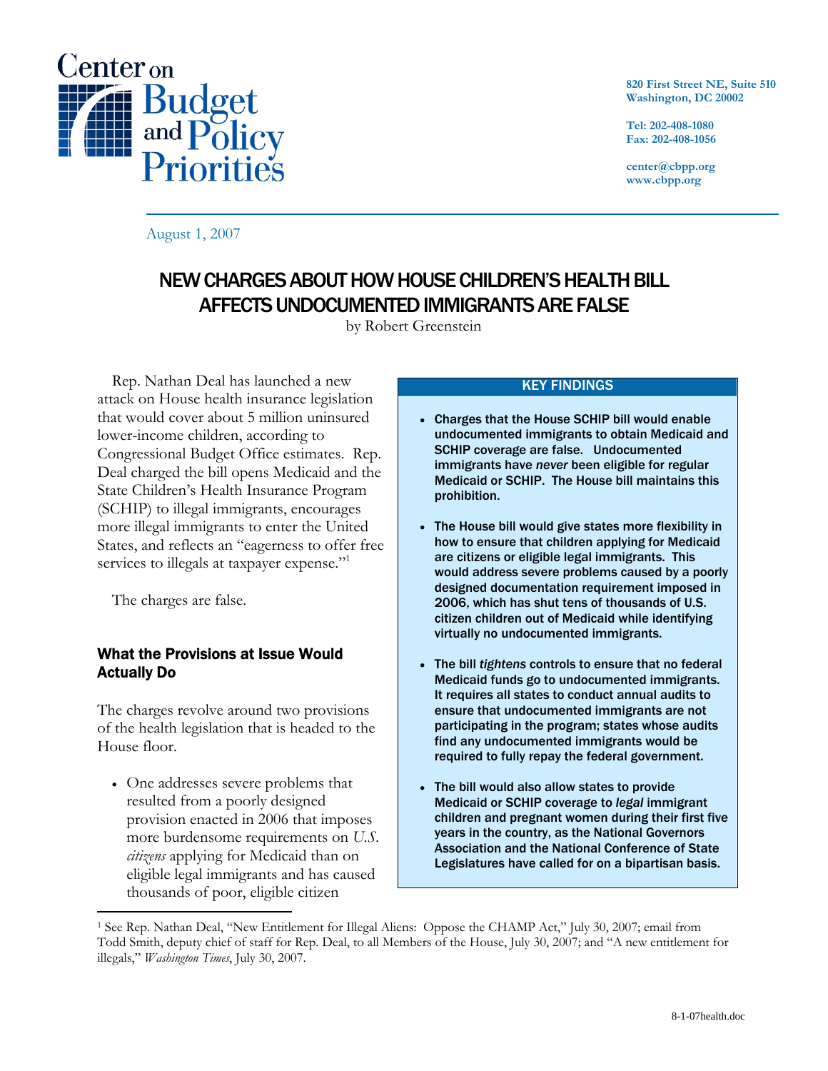Center on Budget and Policy Priorities

820 First Street NE, Suite 510
Washington, DC 20002

Tel: 202-408-1080
Fax: 202-408-1056

center@cbpp.org
www.cbpp.org

August 1, 2007

# NEW CHARGES ABOUT HOW HOUSE CHILDREN'S HEALTH BILL AFFECTS UNDOCUMENTED IMMIGRANTS ARE FALSE

by Robert Greenstein

Rep. Nathan Deal has launched a new attack on House health insurance legislation that would cover about 5 million uninsured lower-income children, according to Congressional Budget Office estimates. Rep. Deal charged the bill opens Medicaid and the State Children's Health Insurance Program (SCHIP) to illegal immigrants, encourages more illegal immigrants to enter the United States, and reflects an "eagerness to offer free services to illegals at taxpayer expense."[1]

The charges are false.

**KEY FINDINGS**

- **Charges that the House SCHIP bill would enable undocumented immigrants to obtain Medicaid and SCHIP coverage are false. Undocumented immigrants have *never* been eligible for regular Medicaid or SCHIP. The House bill maintains this prohibition.**
- **The House bill would give states more flexibility in how to ensure that children applying for Medicaid are citizens or eligible legal immigrants. This would address severe problems caused by a poorly designed documentation requirement imposed in 2006, which has shut tens of thousands of U.S. citizen children out of Medicaid while identifying virtually no undocumented immigrants.**
- **The bill *tightens* controls to ensure that no federal Medicaid funds go to undocumented immigrants. It requires all states to conduct annual audits to ensure that undocumented immigrants are not participating in the program; states whose audits find any undocumented immigrants would be required to fully repay the federal government.**
- **The bill would also allow states to provide Medicaid or SCHIP coverage to *legal* immigrant children and pregnant women during their first five years in the country, as the National Governors Association and the National Conference of State Legislatures have called for on a bipartisan basis.**

## What the Provisions at Issue Would Actually Do

The charges revolve around two provisions of the health legislation that is headed to the House floor.

- One addresses severe problems that resulted from a poorly designed provision enacted in 2006 that imposes more burdensome requirements on *U.S. citizens* applying for Medicaid than on eligible legal immigrants and has caused thousands of poor, eligible citizen

[1] See Rep. Nathan Deal, "New Entitlement for Illegal Aliens: Oppose the CHAMP Act," July 30, 2007; email from Todd Smith, deputy chief of staff for Rep. Deal, to all Members of the House, July 30, 2007; and "A new entitlement for illegals," *Washington Times*, July 30, 2007.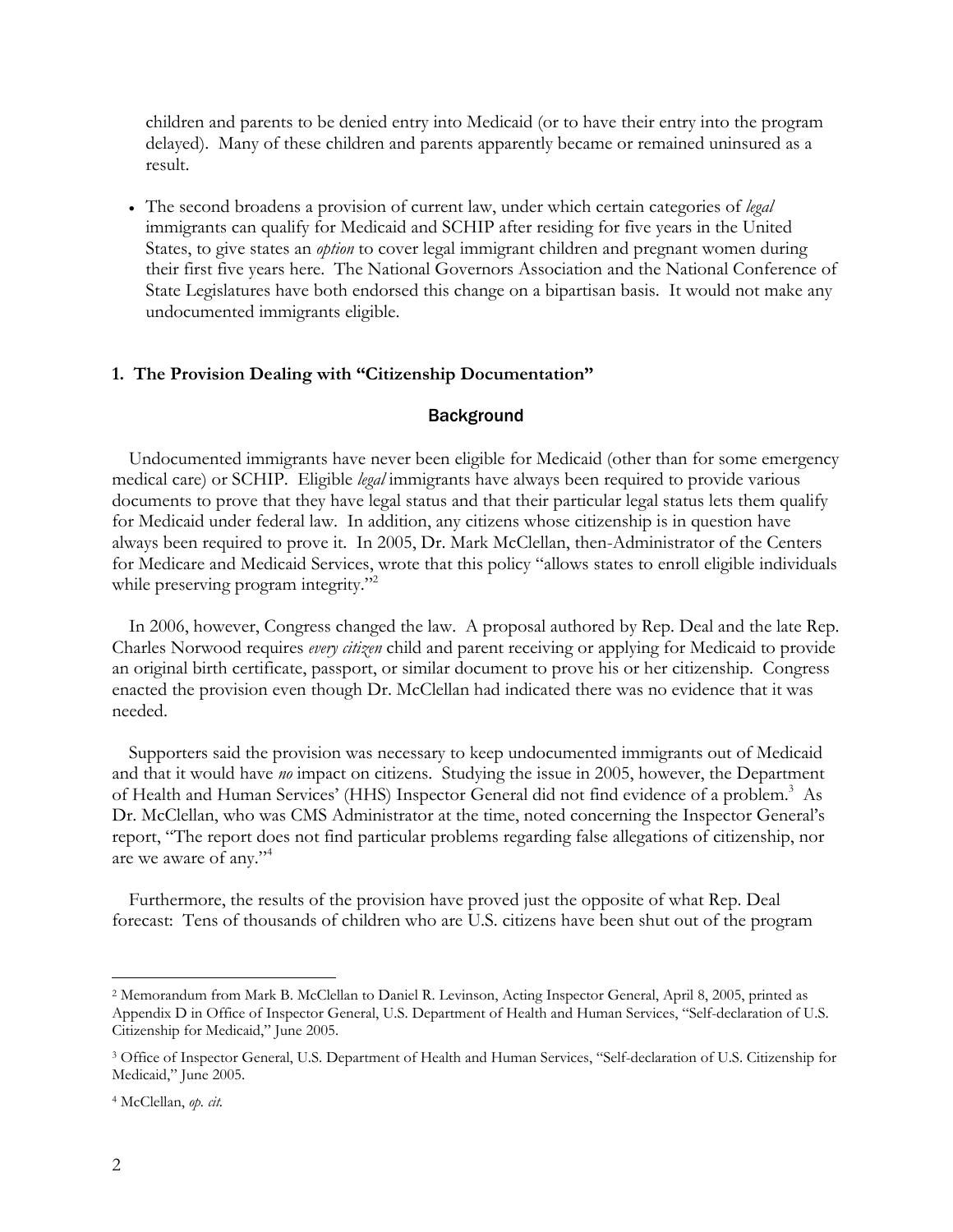children and parents to be denied entry into Medicaid (or to have their entry into the program delayed). Many of these children and parents apparently became or remained uninsured as a result.

- The second broadens a provision of current law, under which certain categories of *legal* immigrants can qualify for Medicaid and SCHIP after residing for five years in the United States, to give states an *option* to cover legal immigrant children and pregnant women during their first five years here. The National Governors Association and the National Conference of State Legislatures have both endorsed this change on a bipartisan basis. It would not make any undocumented immigrants eligible.

## 1. The Provision Dealing with "Citizenship Documentation"

### Background

Undocumented immigrants have never been eligible for Medicaid (other than for some emergency medical care) or SCHIP. Eligible *legal* immigrants have always been required to provide various documents to prove that they have legal status and that their particular legal status lets them qualify for Medicaid under federal law. In addition, any citizens whose citizenship is in question have always been required to prove it. In 2005, Dr. Mark McClellan, then-Administrator of the Centers for Medicare and Medicaid Services, wrote that this policy "allows states to enroll eligible individuals while preserving program integrity."[2]

In 2006, however, Congress changed the law. A proposal authored by Rep. Deal and the late Rep. Charles Norwood requires *every citizen* child and parent receiving or applying for Medicaid to provide an original birth certificate, passport, or similar document to prove his or her citizenship. Congress enacted the provision even though Dr. McClellan had indicated there was no evidence that it was needed.

Supporters said the provision was necessary to keep undocumented immigrants out of Medicaid and that it would have *no* impact on citizens. Studying the issue in 2005, however, the Department of Health and Human Services' (HHS) Inspector General did not find evidence of a problem.[3] As Dr. McClellan, who was CMS Administrator at the time, noted concerning the Inspector General's report, "The report does not find particular problems regarding false allegations of citizenship, nor are we aware of any."[4]

Furthermore, the results of the provision have proved just the opposite of what Rep. Deal forecast: Tens of thousands of children who are U.S. citizens have been shut out of the program

---

[2] Memorandum from Mark B. McClellan to Daniel R. Levinson, Acting Inspector General, April 8, 2005, printed as Appendix D in Office of Inspector General, U.S. Department of Health and Human Services, "Self-declaration of U.S. Citizenship for Medicaid," June 2005.

[3] Office of Inspector General, U.S. Department of Health and Human Services, "Self-declaration of U.S. Citizenship for Medicaid," June 2005.

[4] McClellan, *op. cit.*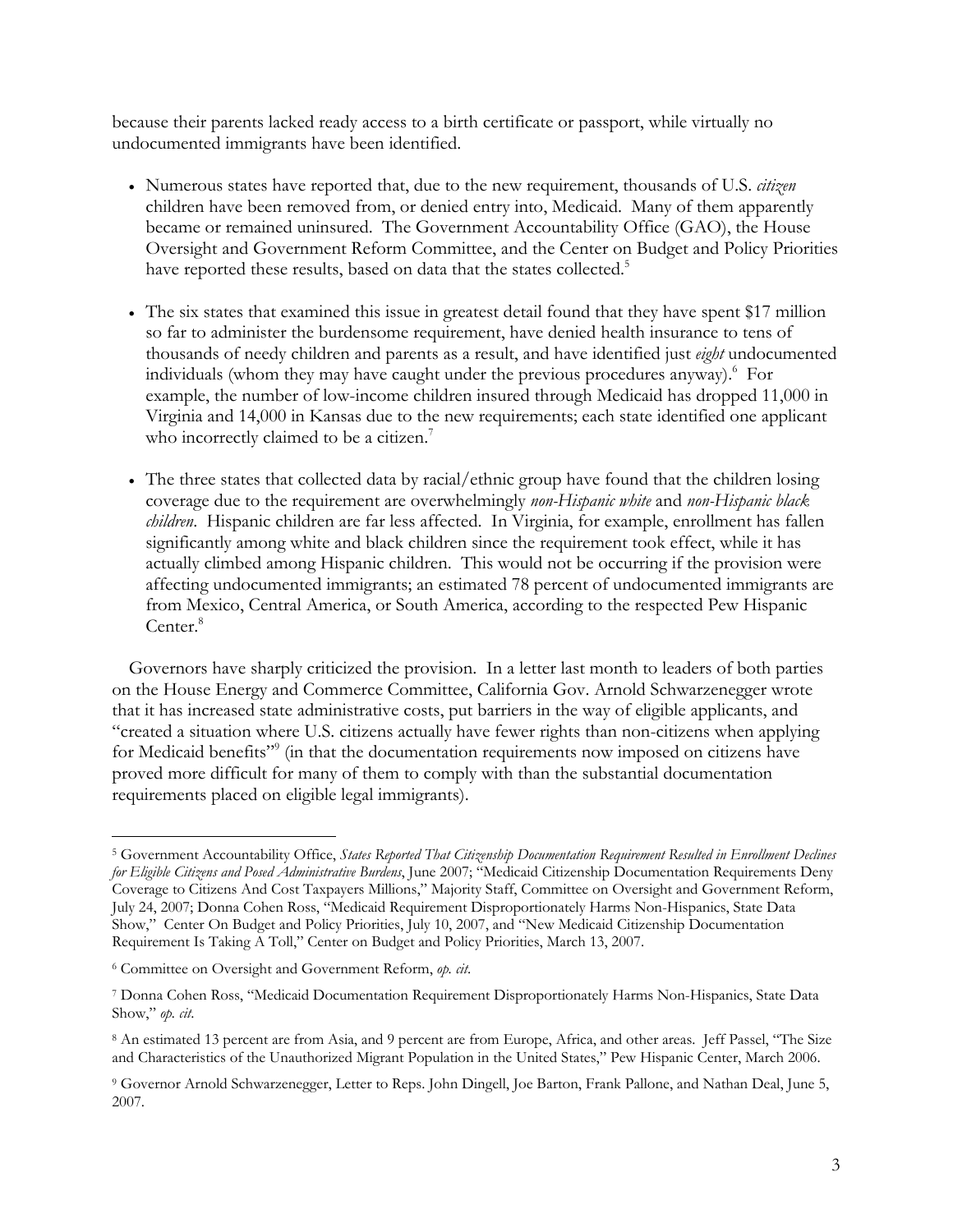because their parents lacked ready access to a birth certificate or passport, while virtually no undocumented immigrants have been identified.

- Numerous states have reported that, due to the new requirement, thousands of U.S. *citizen* children have been removed from, or denied entry into, Medicaid. Many of them apparently became or remained uninsured. The Government Accountability Office (GAO), the House Oversight and Government Reform Committee, and the Center on Budget and Policy Priorities have reported these results, based on data that the states collected.[5]

- The six states that examined this issue in greatest detail found that they have spent $17 million so far to administer the burdensome requirement, have denied health insurance to tens of thousands of needy children and parents as a result, and have identified just *eight* undocumented individuals (whom they may have caught under the previous procedures anyway).[6] For example, the number of low-income children insured through Medicaid has dropped 11,000 in Virginia and 14,000 in Kansas due to the new requirements; each state identified one applicant who incorrectly claimed to be a citizen.[7]

- The three states that collected data by racial/ethnic group have found that the children losing coverage due to the requirement are overwhelmingly *non-Hispanic white* and *non-Hispanic black children*. Hispanic children are far less affected. In Virginia, for example, enrollment has fallen significantly among white and black children since the requirement took effect, while it has actually climbed among Hispanic children. This would not be occurring if the provision were affecting undocumented immigrants; an estimated 78 percent of undocumented immigrants are from Mexico, Central America, or South America, according to the respected Pew Hispanic Center.[8]

Governors have sharply criticized the provision. In a letter last month to leaders of both parties on the House Energy and Commerce Committee, California Gov. Arnold Schwarzenegger wrote that it has increased state administrative costs, put barriers in the way of eligible applicants, and "created a situation where U.S. citizens actually have fewer rights than non-citizens when applying for Medicaid benefits"[9] (in that the documentation requirements now imposed on citizens have proved more difficult for many of them to comply with than the substantial documentation requirements placed on eligible legal immigrants).

---

[5] Government Accountability Office, *States Reported That Citizenship Documentation Requirement Resulted in Enrollment Declines for Eligible Citizens and Posed Administrative Burdens*, June 2007; "Medicaid Citizenship Documentation Requirements Deny Coverage to Citizens And Cost Taxpayers Millions," Majority Staff, Committee on Oversight and Government Reform, July 24, 2007; Donna Cohen Ross, "Medicaid Requirement Disproportionately Harms Non-Hispanics, State Data Show," Center On Budget and Policy Priorities, July 10, 2007, and "New Medicaid Citizenship Documentation Requirement Is Taking A Toll," Center on Budget and Policy Priorities, March 13, 2007.

[6] Committee on Oversight and Government Reform, *op. cit.*

[7] Donna Cohen Ross, "Medicaid Documentation Requirement Disproportionately Harms Non-Hispanics, State Data Show," *op. cit.*

[8] An estimated 13 percent are from Asia, and 9 percent are from Europe, Africa, and other areas. Jeff Passel, "The Size and Characteristics of the Unauthorized Migrant Population in the United States," Pew Hispanic Center, March 2006.

[9] Governor Arnold Schwarzenegger, Letter to Reps. John Dingell, Joe Barton, Frank Pallone, and Nathan Deal, June 5, 2007.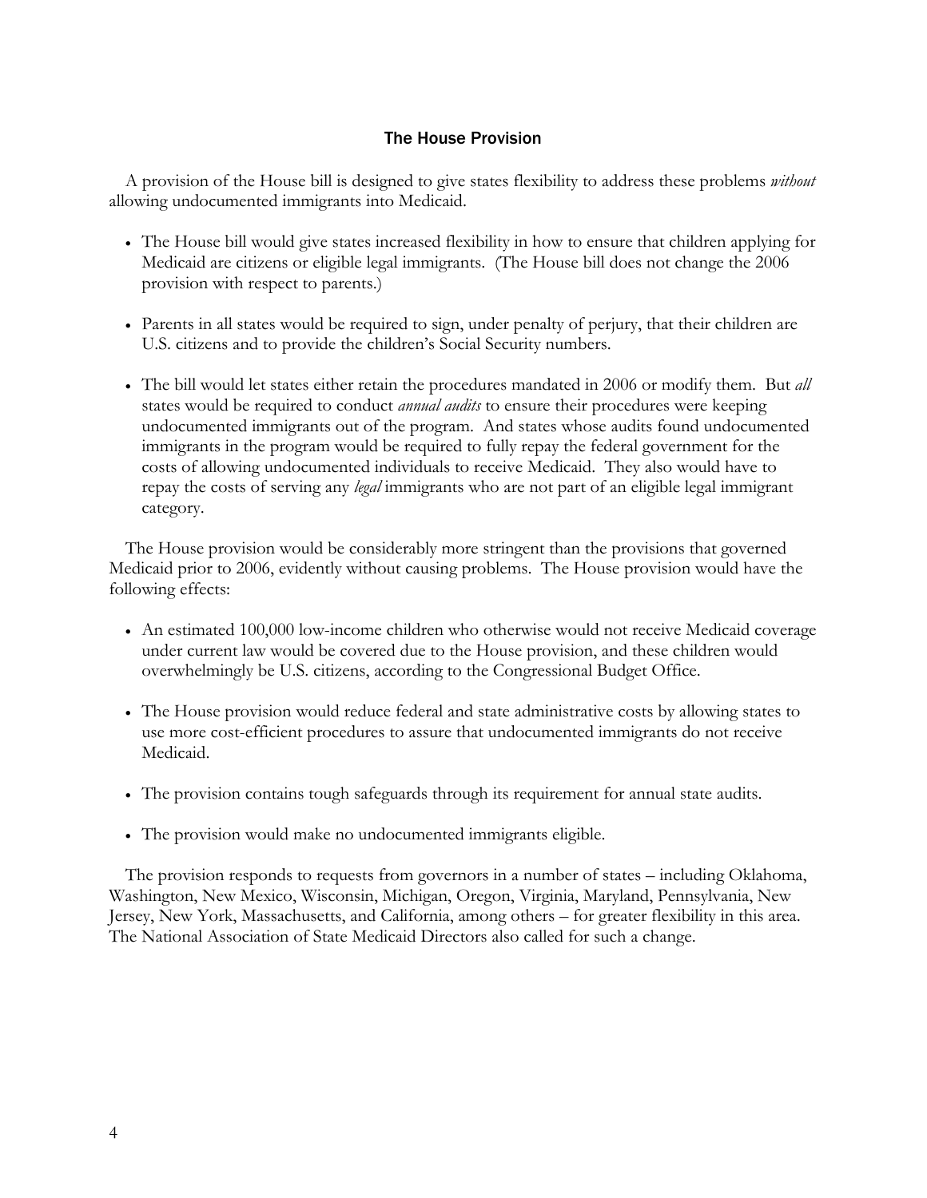### The House Provision

A provision of the House bill is designed to give states flexibility to address these problems *without* allowing undocumented immigrants into Medicaid.

- The House bill would give states increased flexibility in how to ensure that children applying for Medicaid are citizens or eligible legal immigrants. (The House bill does not change the 2006 provision with respect to parents.)

- Parents in all states would be required to sign, under penalty of perjury, that their children are U.S. citizens and to provide the children's Social Security numbers.

- The bill would let states either retain the procedures mandated in 2006 or modify them. But *all* states would be required to conduct *annual audits* to ensure their procedures were keeping undocumented immigrants out of the program. And states whose audits found undocumented immigrants in the program would be required to fully repay the federal government for the costs of allowing undocumented individuals to receive Medicaid. They also would have to repay the costs of serving any *legal* immigrants who are not part of an eligible legal immigrant category.

The House provision would be considerably more stringent than the provisions that governed Medicaid prior to 2006, evidently without causing problems. The House provision would have the following effects:

- An estimated 100,000 low-income children who otherwise would not receive Medicaid coverage under current law would be covered due to the House provision, and these children would overwhelmingly be U.S. citizens, according to the Congressional Budget Office.

- The House provision would reduce federal and state administrative costs by allowing states to use more cost-efficient procedures to assure that undocumented immigrants do not receive Medicaid.

- The provision contains tough safeguards through its requirement for annual state audits.

- The provision would make no undocumented immigrants eligible.

The provision responds to requests from governors in a number of states – including Oklahoma, Washington, New Mexico, Wisconsin, Michigan, Oregon, Virginia, Maryland, Pennsylvania, New Jersey, New York, Massachusetts, and California, among others – for greater flexibility in this area. The National Association of State Medicaid Directors also called for such a change.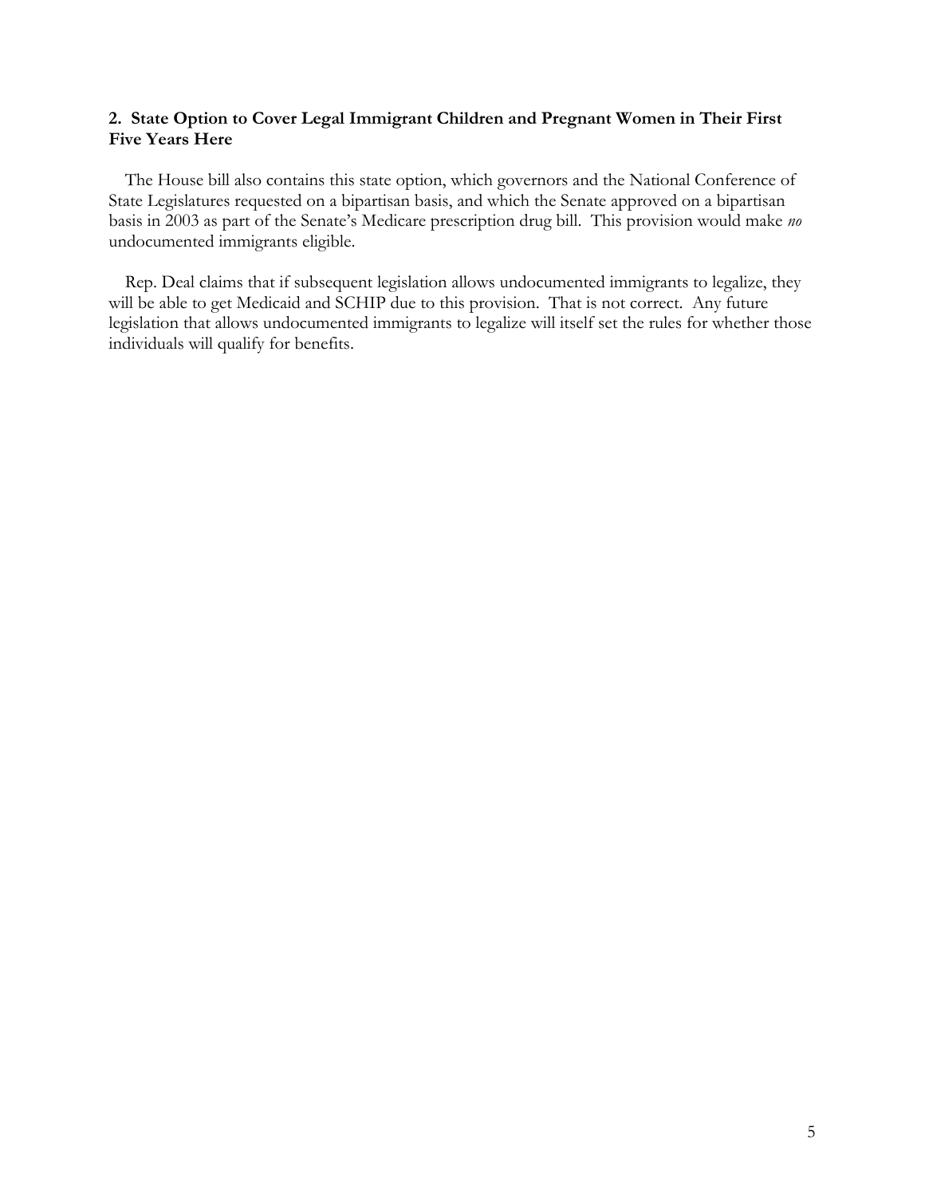### 2. State Option to Cover Legal Immigrant Children and Pregnant Women in Their First Five Years Here

The House bill also contains this state option, which governors and the National Conference of State Legislatures requested on a bipartisan basis, and which the Senate approved on a bipartisan basis in 2003 as part of the Senate's Medicare prescription drug bill. This provision would make *no* undocumented immigrants eligible.

Rep. Deal claims that if subsequent legislation allows undocumented immigrants to legalize, they will be able to get Medicaid and SCHIP due to this provision. That is not correct. Any future legislation that allows undocumented immigrants to legalize will itself set the rules for whether those individuals will qualify for benefits.